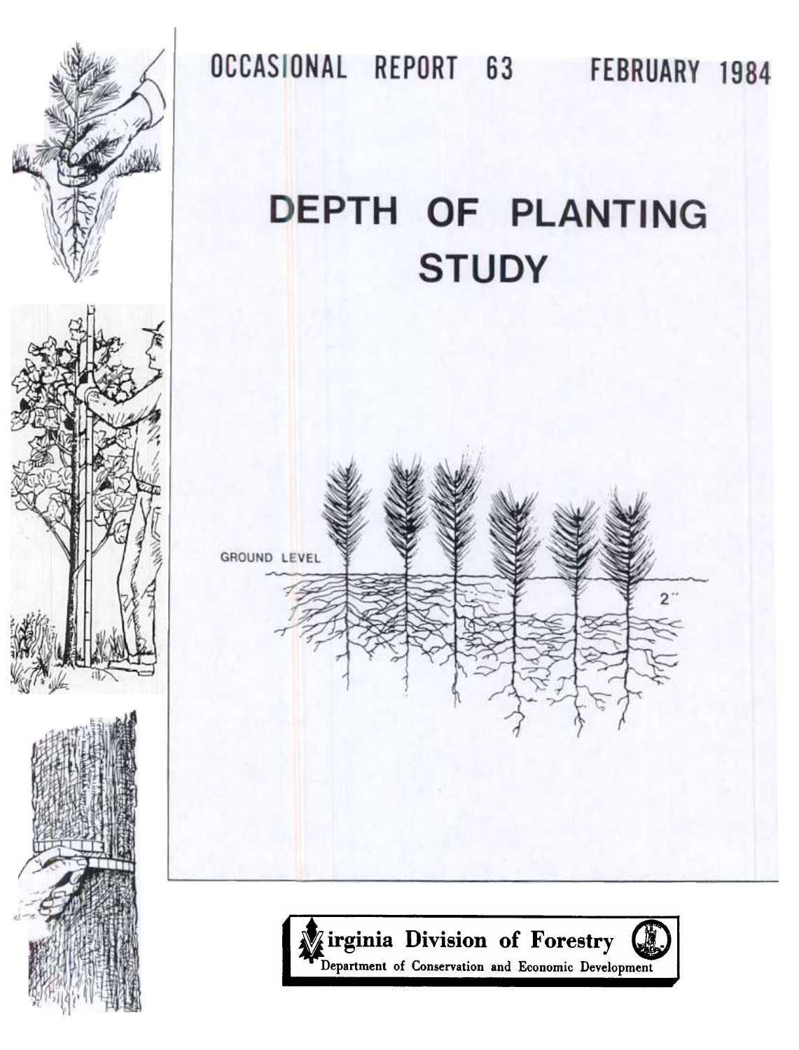OCCASIONAL REPORT 63 FEBRUARY 1984

# DEPTH OF PLANTING STUDY

GROUND LEVEL

2"

Virginia Division of Forestry

Department of Conservation and Economic Development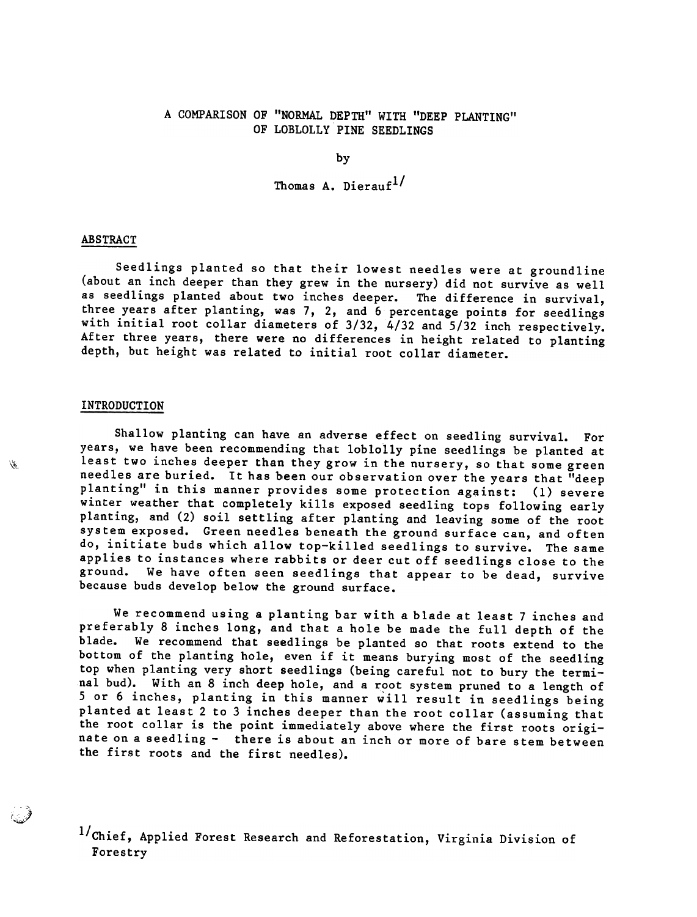# A COMPARISON OF "NORMAL DEPTH" WITH "DEEP PLANTING" OF LOBLOLLY PINE SEEDLINGS

by

Thomas A. Dierauf[1]

## ABSTRACT

Seedlings planted so that their lowest needles were at groundline (about an inch deeper than they grew in the nursery) did not survive as well as seedlings planted about two inches deeper. The difference in survival, three years after planting, was 7, 2, and 6 percentage points for seedlings with initial root collar diameters of 3/32, 4/32 and 5/32 inch respectively. After three years, there were no differences in height related to planting depth, but height was related to initial root collar diameter.

## INTRODUCTION

Shallow planting can have an adverse effect on seedling survival. For years, we have been recommending that loblolly pine seedlings be planted at least two inches deeper than they grow in the nursery, so that some green needles are buried. It has been our observation over the years that "deep planting" in this manner provides some protection against: (1) severe winter weather that completely kills exposed seedling tops following early planting, and (2) soil settling after planting and leaving some of the root system exposed. Green needles beneath the ground surface can, and often do, initiate buds which allow top-killed seedlings to survive. The same applies to instances where rabbits or deer cut off seedlings close to the ground. We have often seen seedlings that appear to be dead, survive because buds develop below the ground surface.

We recommend using a planting bar with a blade at least 7 inches and preferably 8 inches long, and that a hole be made the full depth of the blade. We recommend that seedlings be planted so that roots extend to the bottom of the planting hole, even if it means burying most of the seedling top when planting very short seedlings (being careful not to bury the terminal bud). With an 8 inch deep hole, and a root system pruned to a length of 5 or 6 inches, planting in this manner will result in seedlings being planted at least 2 to 3 inches deeper than the root collar (assuming that the root collar is the point immediately above where the first roots originate on a seedling - there is about an inch or more of bare stem between the first roots and the first needles).

[1] Chief, Applied Forest Research and Reforestation, Virginia Division of Forestry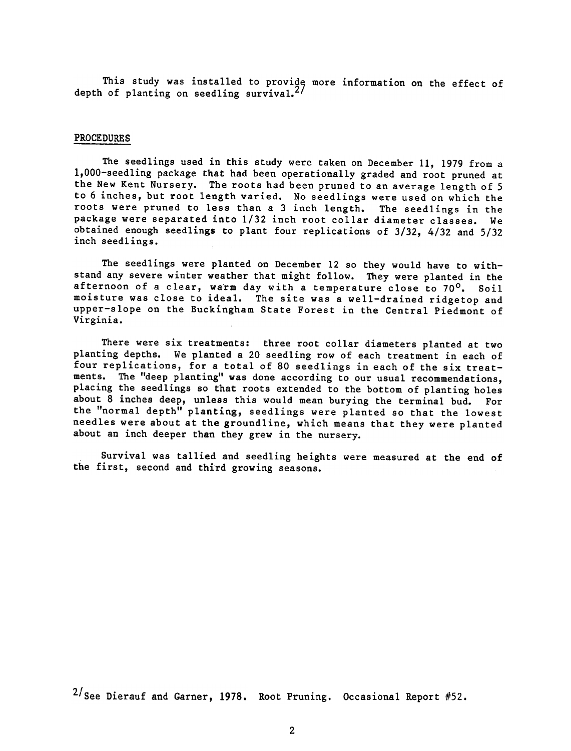This study was installed to provide more information on the effect of depth of planting on seedling survival.[2]

## PROCEDURES

The seedlings used in this study were taken on December 11, 1979 from a 1,000-seedling package that had been operationally graded and root pruned at the New Kent Nursery. The roots had been pruned to an average length of 5 to 6 inches, but root length varied. No seedlings were used on which the roots were pruned to less than a 3 inch length. The seedlings in the package were separated into 1/32 inch root collar diameter classes. We obtained enough seedlings to plant four replications of 3/32, 4/32 and 5/32 inch seedlings.

The seedlings were planted on December 12 so they would have to withstand any severe winter weather that might follow. They were planted in the afternoon of a clear, warm day with a temperature close to 70°. Soil moisture was close to ideal. The site was a well-drained ridgetop and upper-slope on the Buckingham State Forest in the Central Piedmont of Virginia.

There were six treatments: three root collar diameters planted at two planting depths. We planted a 20 seedling row of each treatment in each of four replications, for a total of 80 seedlings in each of the six treatments. The "deep planting" was done according to our usual recommendations, placing the seedlings so that roots extended to the bottom of planting holes about 8 inches deep, unless this would mean burying the terminal bud. For the "normal depth" planting, seedlings were planted so that the lowest needles were about at the groundline, which means that they were planted about an inch deeper than they grew in the nursery.

Survival was tallied and seedling heights were measured at the end of the first, second and third growing seasons.

[2] See Dierauf and Garner, 1978. Root Pruning. Occasional Report #52.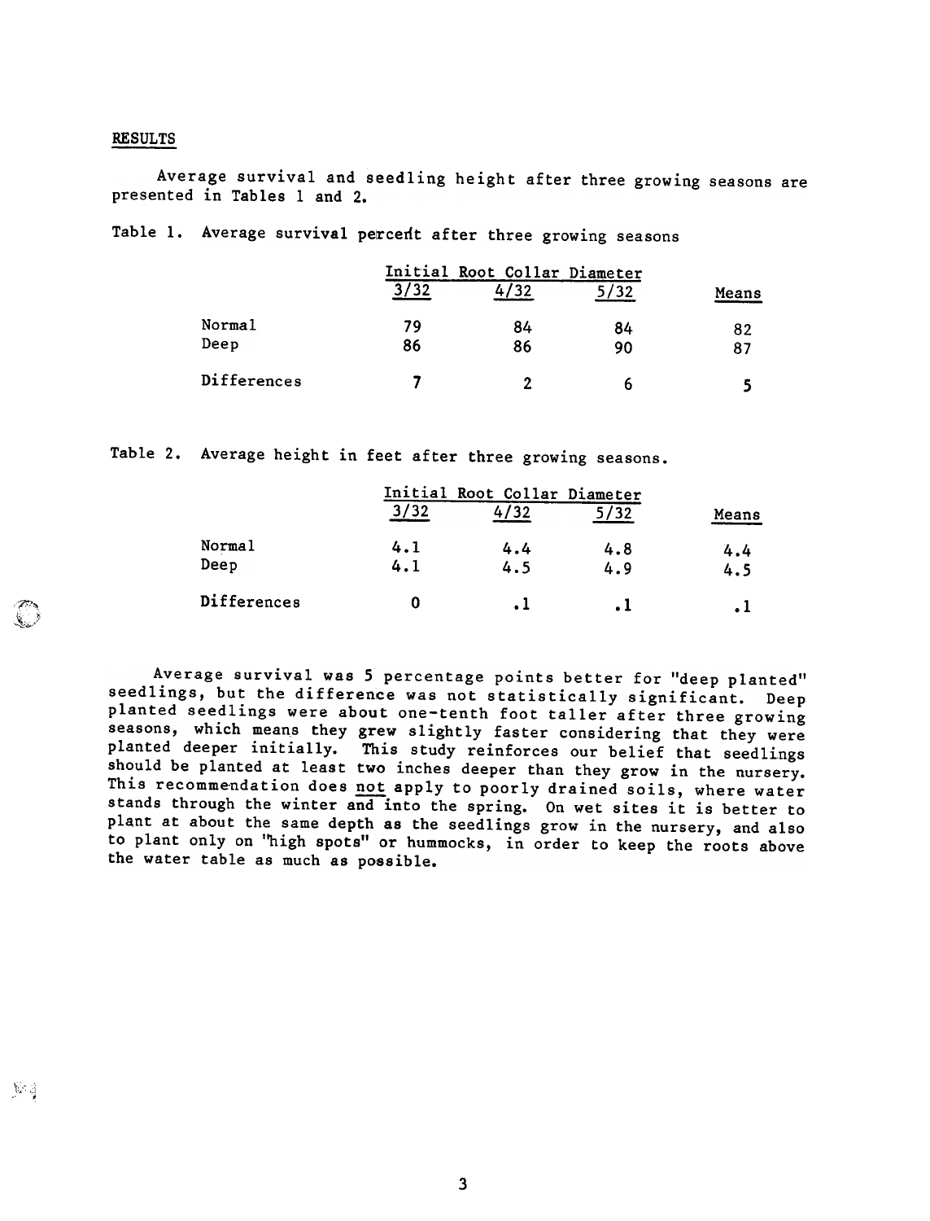## RESULTS

Average survival and seedling height after three growing seasons are presented in Tables 1 and 2.

Table 1. Average survival percent after three growing seasons

| | Initial Root Collar Diameter | | | |
|---|---|---|---|---|
| | 3/32 | 4/32 | 5/32 | Means |
| Normal | 79 | 84 | 84 | 82 |
| Deep | 86 | 86 | 90 | 87 |
| Differences | 7 | 2 | 6 | 5 |

Table 2. Average height in feet after three growing seasons.

| | Initial Root Collar Diameter | | | |
|---|---|---|---|---|
| | 3/32 | 4/32 | 5/32 | Means |
| Normal | 4.1 | 4.4 | 4.8 | 4.4 |
| Deep | 4.1 | 4.5 | 4.9 | 4.5 |
| Differences | 0 | .1 | .1 | .1 |

Average survival was 5 percentage points better for "deep planted" seedlings, but the difference was not statistically significant. Deep planted seedlings were about one-tenth foot taller after three growing seasons, which means they grew slightly faster considering that they were planted deeper initially. This study reinforces our belief that seedlings should be planted at least two inches deeper than they grow in the nursery. This recommendation does not apply to poorly drained soils, where water stands through the winter and into the spring. On wet sites it is better to plant at about the same depth as the seedlings grow in the nursery, and also to plant only on "high spots" or hummocks, in order to keep the roots above the water table as much as possible.